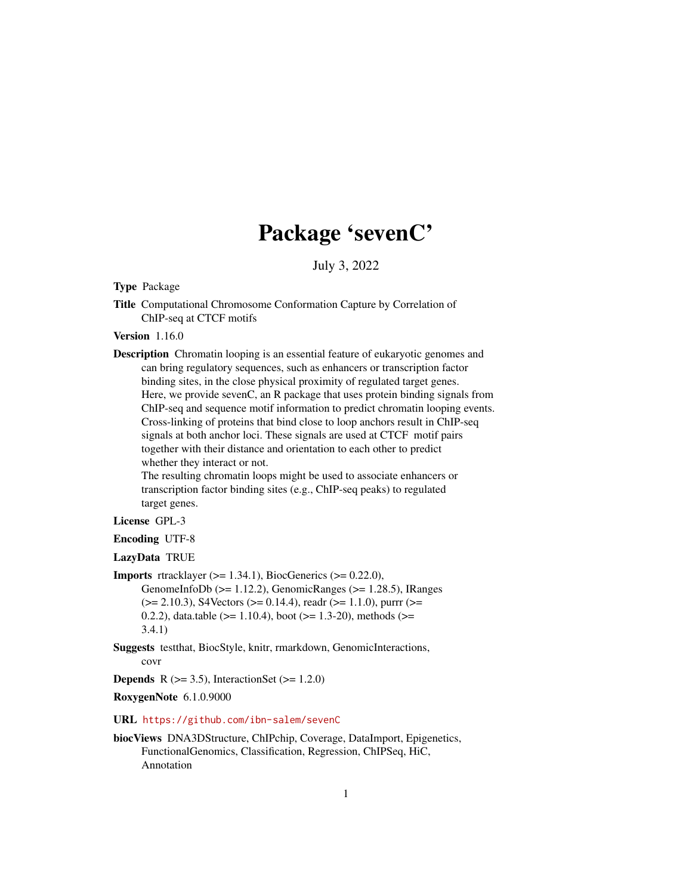# Package 'sevenC'

July 3, 2022

**Type** Package

**Title** Computational Chromosome Conformation Capture by Correlation of ChIP-seq at CTCF motifs

**Version** 1.16.0

**Description** Chromatin looping is an essential feature of eukaryotic genomes and can bring regulatory sequences, such as enhancers or transcription factor binding sites, in the close physical proximity of regulated target genes. Here, we provide sevenC, an R package that uses protein binding signals from ChIP-seq and sequence motif information to predict chromatin looping events. Cross-linking of proteins that bind close to loop anchors result in ChIP-seq signals at both anchor loci. These signals are used at CTCF motif pairs together with their distance and orientation to each other to predict whether they interact or not.
The resulting chromatin loops might be used to associate enhancers or transcription factor binding sites (e.g., ChIP-seq peaks) to regulated target genes.

**License** GPL-3

**Encoding** UTF-8

**LazyData** TRUE

**Imports** rtracklayer (>= 1.34.1), BiocGenerics (>= 0.22.0), GenomeInfoDb (>= 1.12.2), GenomicRanges (>= 1.28.5), IRanges (>= 2.10.3), S4Vectors (>= 0.14.4), readr (>= 1.1.0), purrr (>= 0.2.2), data.table (>= 1.10.4), boot (>= 1.3-20), methods (>= 3.4.1)

**Suggests** testthat, BiocStyle, knitr, rmarkdown, GenomicInteractions, covr

**Depends** R (>= 3.5), InteractionSet (>= 1.2.0)

**RoxygenNote** 6.1.0.9000

**URL** https://github.com/ibn-salem/sevenC

**biocViews** DNA3DStructure, ChIPchip, Coverage, DataImport, Epigenetics, FunctionalGenomics, Classification, Regression, ChIPSeq, HiC, Annotation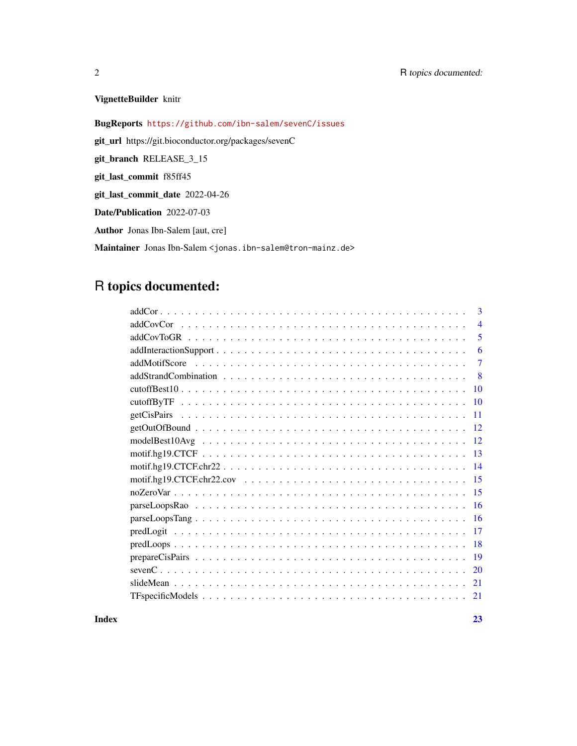**VignetteBuilder** knitr

**BugReports** https://github.com/ibn-salem/sevenC/issues

**git_url** https://git.bioconductor.org/packages/sevenC

**git_branch** RELEASE_3_15

**git_last_commit** f85ff45

**git_last_commit_date** 2022-04-26

**Date/Publication** 2022-07-03

**Author** Jonas Ibn-Salem [aut, cre]

**Maintainer** Jonas Ibn-Salem <jonas.ibn-salem@tron-mainz.de>

# R topics documented:

| | |
|---|---|
| addCor | 3 |
| addCovCor | 4 |
| addCovToGR | 5 |
| addInteractionSupport | 6 |
| addMotifScore | 7 |
| addStrandCombination | 8 |
| cutoffBest10 | 10 |
| cutoffByTF | 10 |
| getCisPairs | 11 |
| getOutOfBound | 12 |
| modelBest10Avg | 12 |
| motif.hg19.CTCF | 13 |
| motif.hg19.CTCF.chr22 | 14 |
| motif.hg19.CTCF.chr22.cov | 15 |
| noZeroVar | 15 |
| parseLoopsRao | 16 |
| parseLoopsTang | 16 |
| predLogit | 17 |
| predLoops | 18 |
| prepareCisPairs | 19 |
| sevenC | 20 |
| slideMean | 21 |
| TFspecificModels | 21 |

**Index** **23**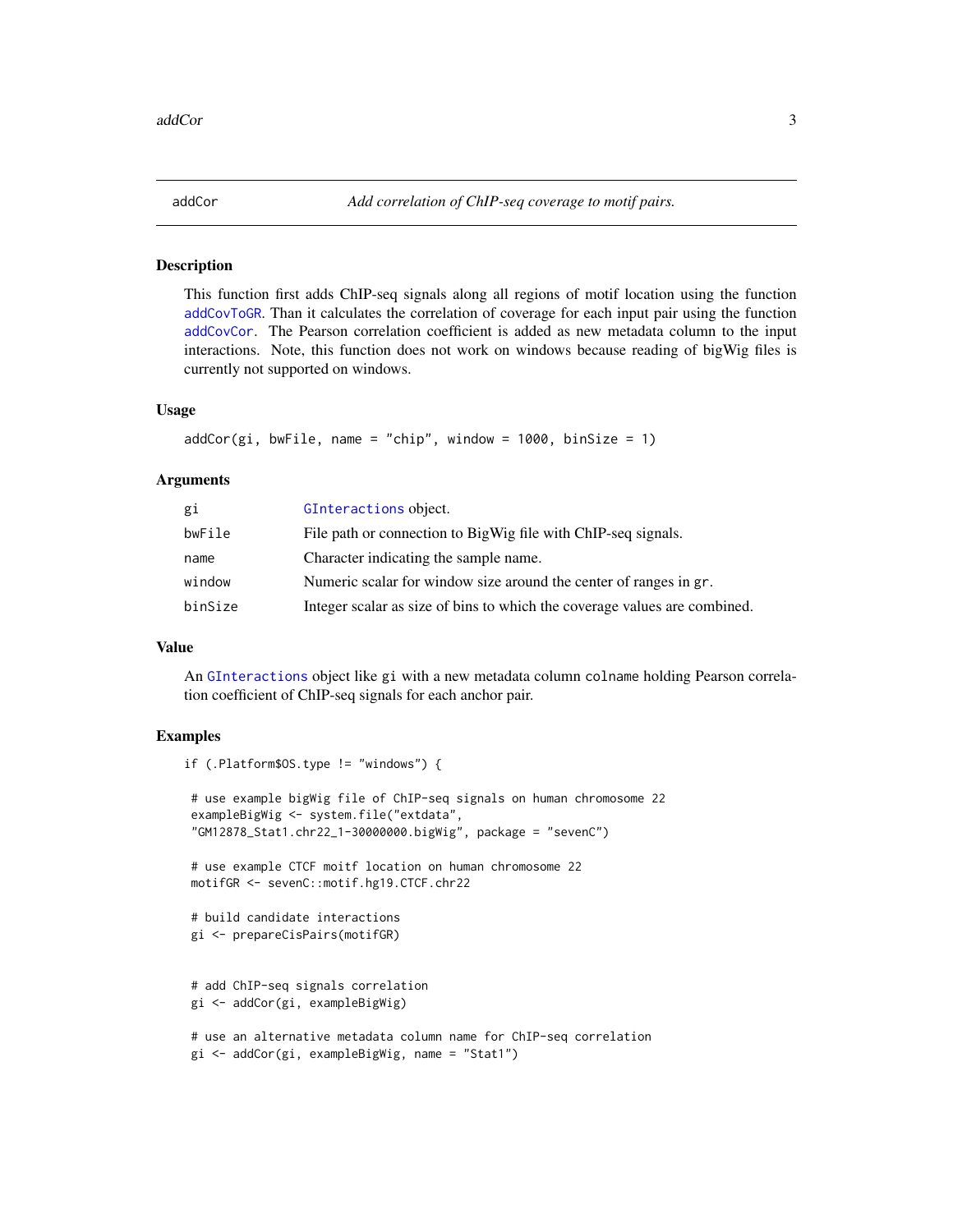# addCor — *Add correlation of ChIP-seq coverage to motif pairs.*

## Description

This function first adds ChIP-seq signals along all regions of motif location using the function `addCovToGR`. Than it calculates the correlation of coverage for each input pair using the function `addCovCor`. The Pearson correlation coefficient is added as new metadata column to the input interactions. Note, this function does not work on windows because reading of bigWig files is currently not supported on windows.

## Usage

```
addCor(gi, bwFile, name = "chip", window = 1000, binSize = 1)
```

## Arguments

| | |
|---|---|
| `gi` | `GInteractions` object. |
| `bwFile` | File path or connection to BigWig file with ChIP-seq signals. |
| `name` | Character indicating the sample name. |
| `window` | Numeric scalar for window size around the center of ranges in `gr`. |
| `binSize` | Integer scalar as size of bins to which the coverage values are combined. |

## Value

An `GInteractions` object like `gi` with a new metadata column `colname` holding Pearson correlation coefficient of ChIP-seq signals for each anchor pair.

## Examples

```
if (.Platform$OS.type != "windows") {

 # use example bigWig file of ChIP-seq signals on human chromosome 22
 exampleBigWig <- system.file("extdata",
 "GM12878_Stat1.chr22_1-30000000.bigWig", package = "sevenC")

 # use example CTCF moitf location on human chromosome 22
 motifGR <- sevenC::motif.hg19.CTCF.chr22

 # build candidate interactions
 gi <- prepareCisPairs(motifGR)


 # add ChIP-seq signals correlation
 gi <- addCor(gi, exampleBigWig)

 # use an alternative metadata column name for ChIP-seq correlation
 gi <- addCor(gi, exampleBigWig, name = "Stat1")
```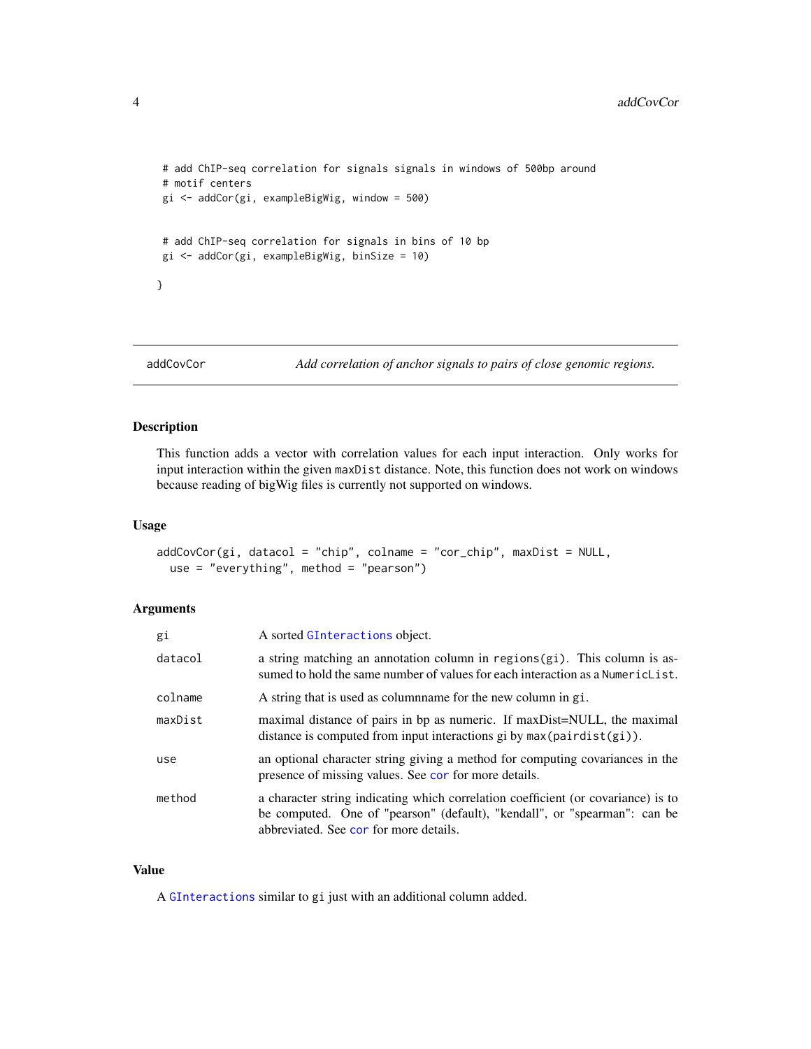```
 # add ChIP-seq correlation for signals signals in windows of 500bp around
 # motif centers
 gi <- addCor(gi, exampleBigWig, window = 500)


 # add ChIP-seq correlation for signals in bins of 10 bp
 gi <- addCor(gi, exampleBigWig, binSize = 10)

}
```

## addCovCor — *Add correlation of anchor signals to pairs of close genomic regions.*

### Description

This function adds a vector with correlation values for each input interaction. Only works for input interaction within the given `maxDist` distance. Note, this function does not work on windows because reading of bigWig files is currently not supported on windows.

### Usage

```
addCovCor(gi, datacol = "chip", colname = "cor_chip", maxDist = NULL,
  use = "everything", method = "pearson")
```

### Arguments

| | |
|---|---|
| `gi` | A sorted `GInteractions` object. |
| `datacol` | a string matching an annotation column in `regions(gi)`. This column is assumed to hold the same number of values for each interaction as a `NumericList`. |
| `colname` | A string that is used as columnname for the new column in `gi`. |
| `maxDist` | maximal distance of pairs in bp as numeric. If maxDist=NULL, the maximal distance is computed from input interactions gi by `max(pairdist(gi))`. |
| `use` | an optional character string giving a method for computing covariances in the presence of missing values. See `cor` for more details. |
| `method` | a character string indicating which correlation coefficient (or covariance) is to be computed. One of "pearson" (default), "kendall", or "spearman": can be abbreviated. See `cor` for more details. |

### Value

A `GInteractions` similar to `gi` just with an additional column added.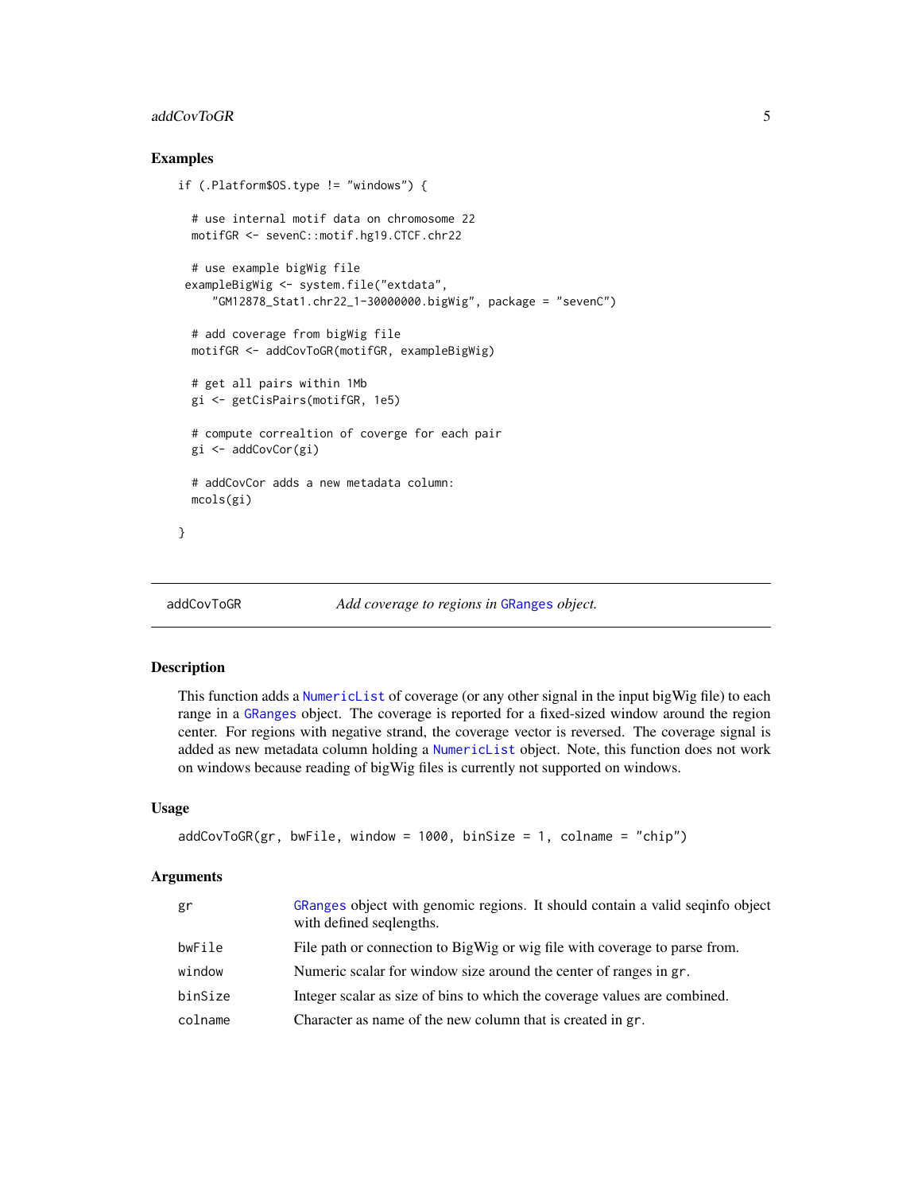## Examples

```
if (.Platform$OS.type != "windows") {

  # use internal motif data on chromosome 22
  motifGR <- sevenC::motif.hg19.CTCF.chr22

  # use example bigWig file
 exampleBigWig <- system.file("extdata",
     "GM12878_Stat1.chr22_1-30000000.bigWig", package = "sevenC")

  # add coverage from bigWig file
  motifGR <- addCovToGR(motifGR, exampleBigWig)

  # get all pairs within 1Mb
  gi <- getCisPairs(motifGR, 1e5)

  # compute correaltion of coverge for each pair
  gi <- addCovCor(gi)

  # addCovCor adds a new metadata column:
  mcols(gi)

}
```

---

addCovToGR — *Add coverage to regions in* GRanges *object.*

---

## Description

This function adds a NumericList of coverage (or any other signal in the input bigWig file) to each range in a GRanges object. The coverage is reported for a fixed-sized window around the region center. For regions with negative strand, the coverage vector is reversed. The coverage signal is added as new metadata column holding a NumericList object. Note, this function does not work on windows because reading of bigWig files is currently not supported on windows.

## Usage

```
addCovToGR(gr, bwFile, window = 1000, binSize = 1, colname = "chip")
```

## Arguments

| | |
|---|---|
| gr | GRanges object with genomic regions. It should contain a valid seqinfo object with defined seqlengths. |
| bwFile | File path or connection to BigWig or wig file with coverage to parse from. |
| window | Numeric scalar for window size around the center of ranges in `gr`. |
| binSize | Integer scalar as size of bins to which the coverage values are combined. |
| colname | Character as name of the new column that is created in `gr`. |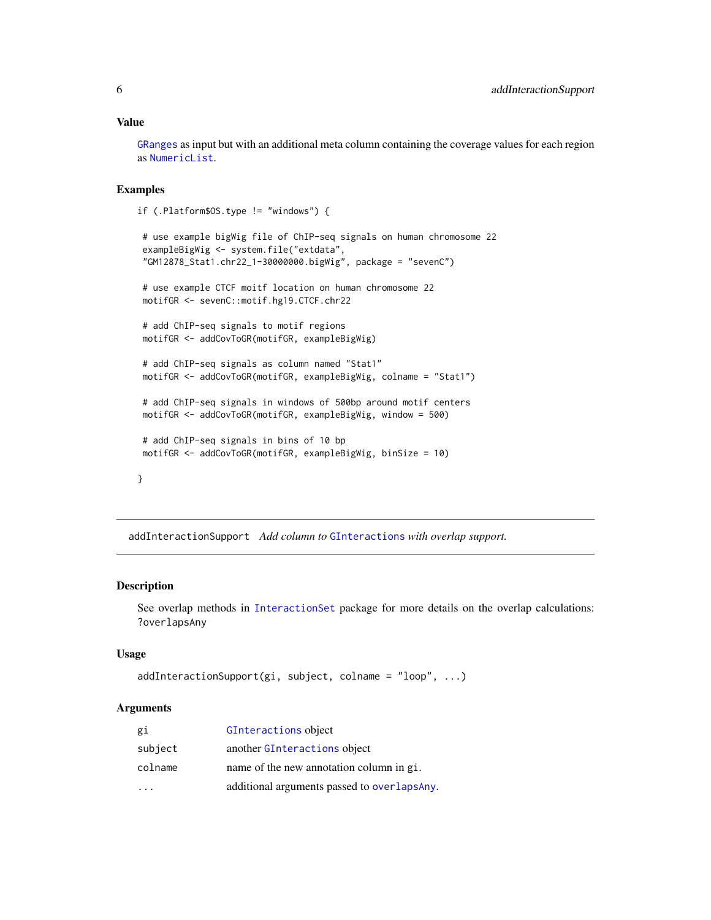### Value

GRanges as input but with an additional meta column containing the coverage values for each region as NumericList.

### Examples

```
if (.Platform$OS.type != "windows") {

 # use example bigWig file of ChIP-seq signals on human chromosome 22
 exampleBigWig <- system.file("extdata",
 "GM12878_Stat1.chr22_1-30000000.bigWig", package = "sevenC")

 # use example CTCF moitf location on human chromosome 22
 motifGR <- sevenC::motif.hg19.CTCF.chr22

 # add ChIP-seq signals to motif regions
 motifGR <- addCovToGR(motifGR, exampleBigWig)

 # add ChIP-seq signals as column named "Stat1"
 motifGR <- addCovToGR(motifGR, exampleBigWig, colname = "Stat1")

 # add ChIP-seq signals in windows of 500bp around motif centers
 motifGR <- addCovToGR(motifGR, exampleBigWig, window = 500)

 # add ChIP-seq signals in bins of 10 bp
 motifGR <- addCovToGR(motifGR, exampleBigWig, binSize = 10)

}
```

---

## addInteractionSupport    *Add column to GInteractions with overlap support.*

---

### Description

See overlap methods in InteractionSet package for more details on the overlap calculations: ?overlapsAny

### Usage

```
addInteractionSupport(gi, subject, colname = "loop", ...)
```

### Arguments

| | |
|---|---|
| gi | GInteractions object |
| subject | another GInteractions object |
| colname | name of the new annotation column in gi. |
| ... | additional arguments passed to overlapsAny. |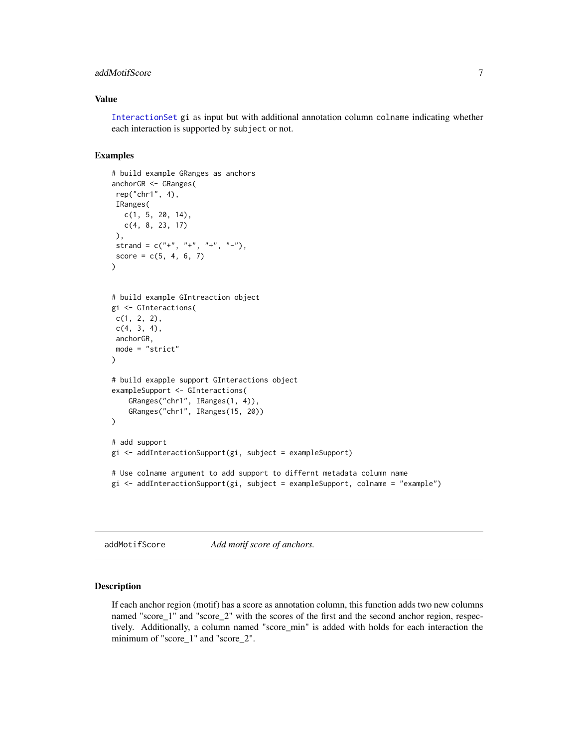## Value

InteractionSet gi as input but with additional annotation column colname indicating whether each interaction is supported by subject or not.

## Examples

```
# build example GRanges as anchors
anchorGR <- GRanges(
 rep("chr1", 4),
 IRanges(
   c(1, 5, 20, 14),
   c(4, 8, 23, 17)
 ),
 strand = c("+", "+", "+", "-"),
 score = c(5, 4, 6, 7)
)


# build example GIntreaction object
gi <- GInteractions(
 c(1, 2, 2),
 c(4, 3, 4),
 anchorGR,
 mode = "strict"
)

# build exapple support GInteractions object
exampleSupport <- GInteractions(
    GRanges("chr1", IRanges(1, 4)),
    GRanges("chr1", IRanges(15, 20))
)

# add support
gi <- addInteractionSupport(gi, subject = exampleSupport)

# Use colname argument to add support to diffrent metadata column name
gi <- addInteractionSupport(gi, subject = exampleSupport, colname = "example")
```

---

# addMotifScore — *Add motif score of anchors.*

---

## Description

If each anchor region (motif) has a score as annotation column, this function adds two new columns named "score_1" and "score_2" with the scores of the first and the second anchor region, respectively. Additionally, a column named "score_min" is added with holds for each interaction the minimum of "score_1" and "score_2".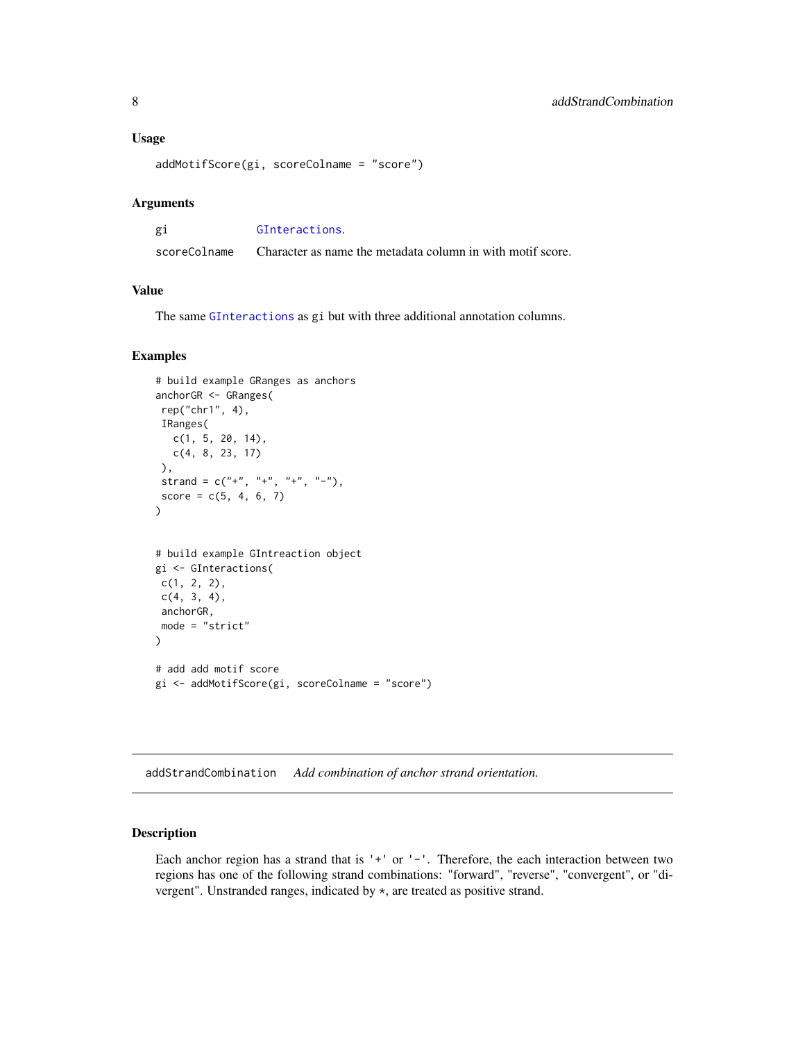## Usage

```
addMotifScore(gi, scoreColname = "score")
```

## Arguments

| | |
|---|---|
| gi | GInteractions. |
| scoreColname | Character as name the metadata column in with motif score. |

## Value

The same GInteractions as gi but with three additional annotation columns.

## Examples

```
# build example GRanges as anchors
anchorGR <- GRanges(
 rep("chr1", 4),
 IRanges(
   c(1, 5, 20, 14),
   c(4, 8, 23, 17)
 ),
 strand = c("+", "+", "+", "-"),
 score = c(5, 4, 6, 7)
)


# build example GIntreaction object
gi <- GInteractions(
 c(1, 2, 2),
 c(4, 3, 4),
 anchorGR,
 mode = "strict"
)

# add add motif score
gi <- addMotifScore(gi, scoreColname = "score")
```

---

# addStrandCombination *Add combination of anchor strand orientation.*

## Description

Each anchor region has a strand that is '+' or '-'. Therefore, the each interaction between two regions has one of the following strand combinations: "forward", "reverse", "convergent", or "divergent". Unstranded ranges, indicated by *, are treated as positive strand.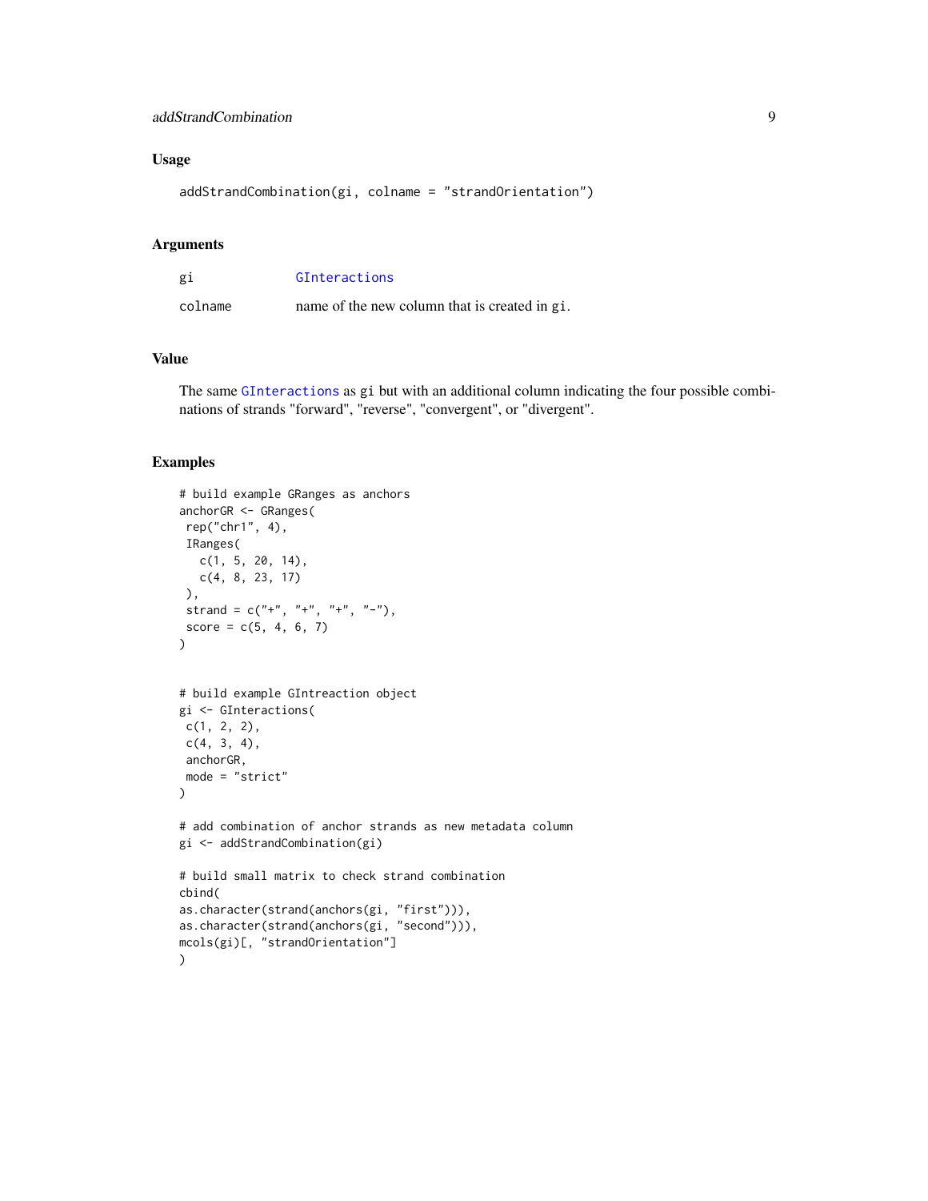## Usage

```
addStrandCombination(gi, colname = "strandOrientation")
```

## Arguments

| | |
|---|---|
| gi | GInteractions |
| colname | name of the new column that is created in gi. |

## Value

The same GInteractions as gi but with an additional column indicating the four possible combinations of strands "forward", "reverse", "convergent", or "divergent".

## Examples

```
# build example GRanges as anchors
anchorGR <- GRanges(
 rep("chr1", 4),
 IRanges(
   c(1, 5, 20, 14),
   c(4, 8, 23, 17)
 ),
 strand = c("+", "+", "+", "-"),
 score = c(5, 4, 6, 7)
)


# build example GIntreaction object
gi <- GInteractions(
 c(1, 2, 2),
 c(4, 3, 4),
 anchorGR,
 mode = "strict"
)

# add combination of anchor strands as new metadata column
gi <- addStrandCombination(gi)

# build small matrix to check strand combination
cbind(
as.character(strand(anchors(gi, "first"))),
as.character(strand(anchors(gi, "second"))),
mcols(gi)[, "strandOrientation"]
)
```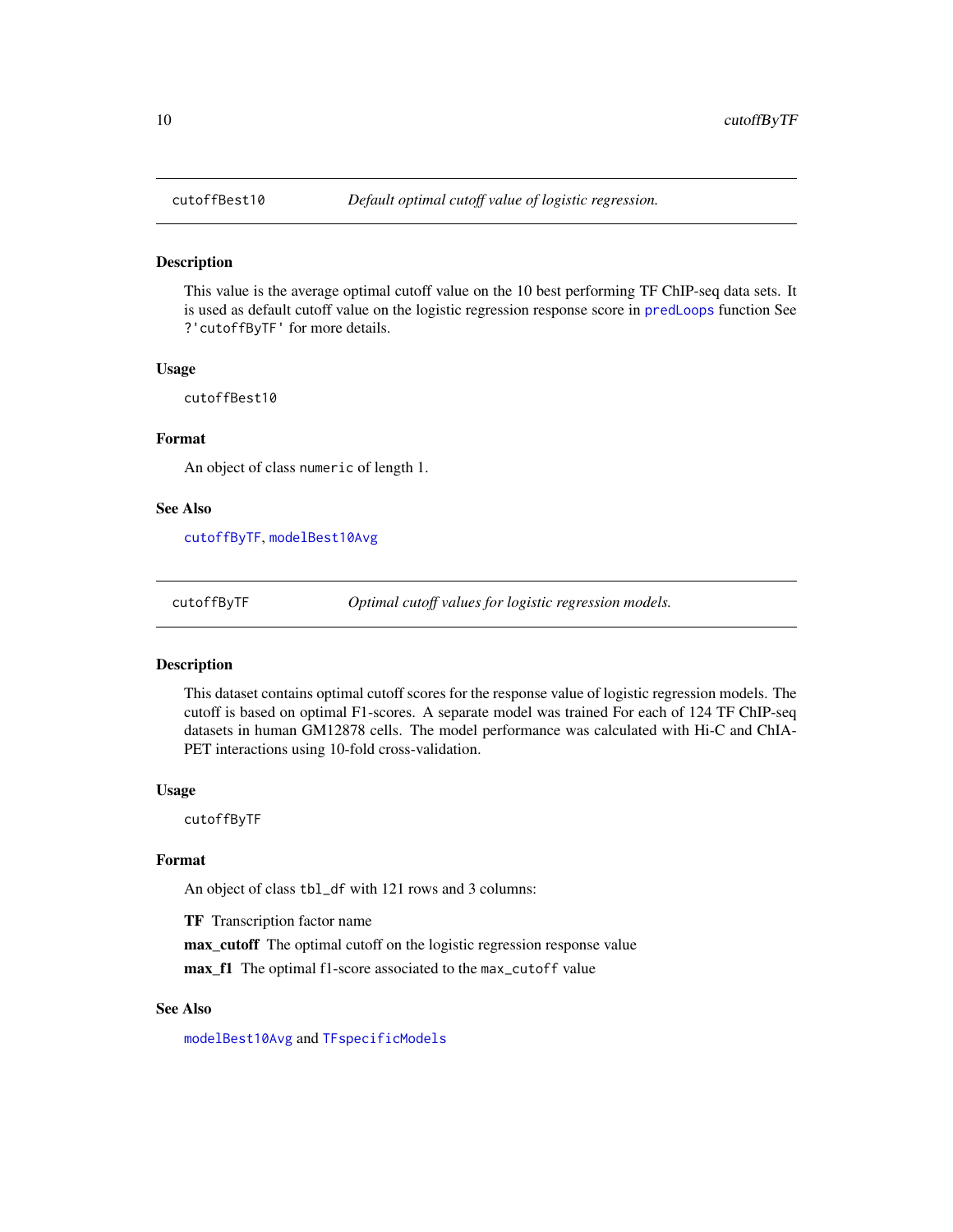## cutoffBest10 — *Default optimal cutoff value of logistic regression.*

### Description

This value is the average optimal cutoff value on the 10 best performing TF ChIP-seq data sets. It is used as default cutoff value on the logistic regression response score in predLoops function See ?'cutoffByTF' for more details.

### Usage

```
cutoffBest10
```

### Format

An object of class numeric of length 1.

### See Also

cutoffByTF, modelBest10Avg

## cutoffByTF — *Optimal cutoff values for logistic regression models.*

### Description

This dataset contains optimal cutoff scores for the response value of logistic regression models. The cutoff is based on optimal F1-scores. A separate model was trained For each of 124 TF ChIP-seq datasets in human GM12878 cells. The model performance was calculated with Hi-C and ChIA-PET interactions using 10-fold cross-validation.

### Usage

```
cutoffByTF
```

### Format

An object of class tbl_df with 121 rows and 3 columns:

**TF** Transcription factor name

**max_cutoff** The optimal cutoff on the logistic regression response value

**max_f1** The optimal f1-score associated to the max_cutoff value

### See Also

modelBest10Avg and TFspecificModels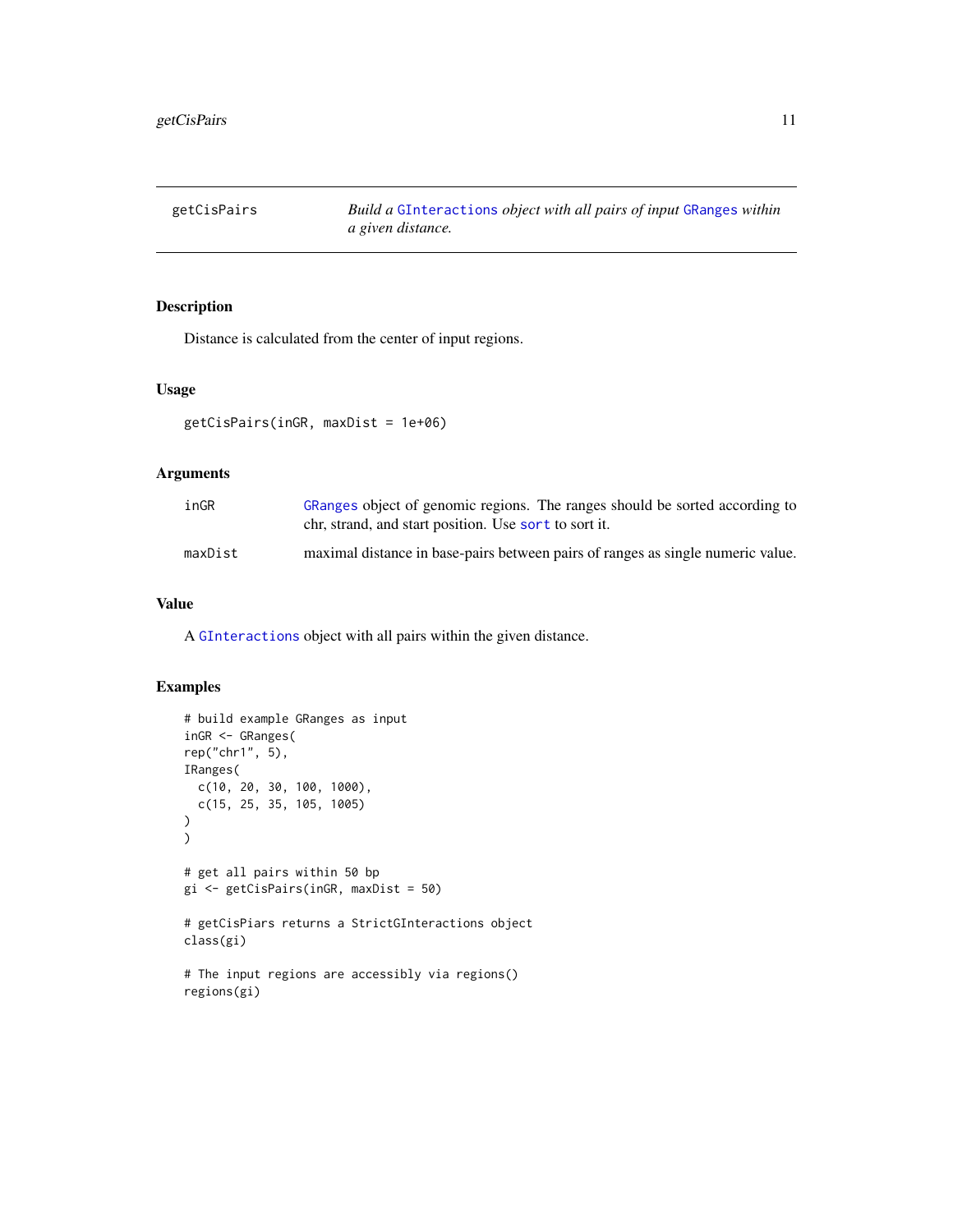## getCisPairs

*Build a GInteractions object with all pairs of input GRanges within a given distance.*

### Description

Distance is calculated from the center of input regions.

### Usage

```
getCisPairs(inGR, maxDist = 1e+06)
```

### Arguments

| | |
|---|---|
| inGR | GRanges object of genomic regions. The ranges should be sorted according to chr, strand, and start position. Use sort to sort it. |
| maxDist | maximal distance in base-pairs between pairs of ranges as single numeric value. |

### Value

A GInteractions object with all pairs within the given distance.

### Examples

```
# build example GRanges as input
inGR <- GRanges(
rep("chr1", 5),
IRanges(
  c(10, 20, 30, 100, 1000),
  c(15, 25, 35, 105, 1005)
)
)

# get all pairs within 50 bp
gi <- getCisPairs(inGR, maxDist = 50)

# getCisPiars returns a StrictGInteractions object
class(gi)

# The input regions are accessibly via regions()
regions(gi)
```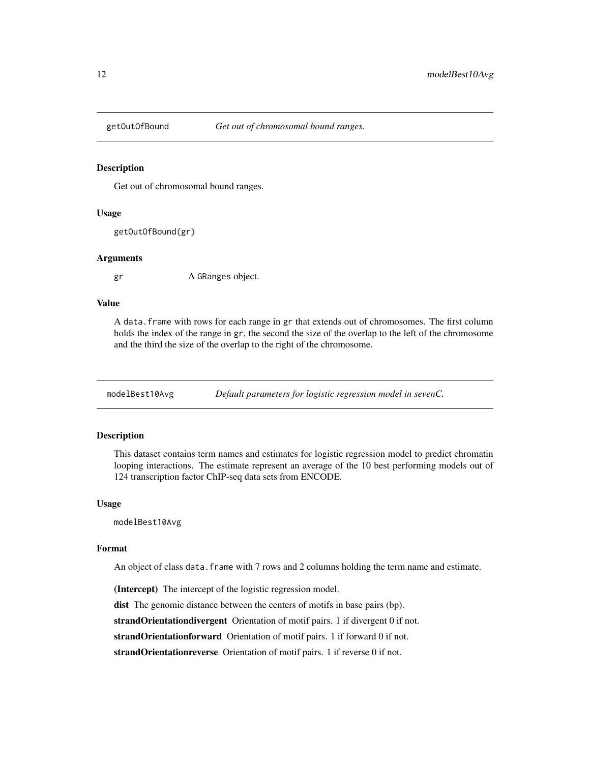## getOutOfBound — *Get out of chromosomal bound ranges.*

### Description

Get out of chromosomal bound ranges.

### Usage

```
getOutOfBound(gr)
```

### Arguments

gr A GRanges object.

### Value

A data.frame with rows for each range in gr that extends out of chromosomes. The first column holds the index of the range in gr, the second the size of the overlap to the left of the chromosome and the third the size of the overlap to the right of the chromosome.

## modelBest10Avg — *Default parameters for logistic regression model in sevenC.*

### Description

This dataset contains term names and estimates for logistic regression model to predict chromatin looping interactions. The estimate represent an average of the 10 best performing models out of 124 transcription factor ChIP-seq data sets from ENCODE.

### Usage

```
modelBest10Avg
```

### Format

An object of class data.frame with 7 rows and 2 columns holding the term name and estimate.

**(Intercept)** The intercept of the logistic regression model.

**dist** The genomic distance between the centers of motifs in base pairs (bp).

**strandOrientationdivergent** Orientation of motif pairs. 1 if divergent 0 if not.

**strandOrientationforward** Orientation of motif pairs. 1 if forward 0 if not.

**strandOrientationreverse** Orientation of motif pairs. 1 if reverse 0 if not.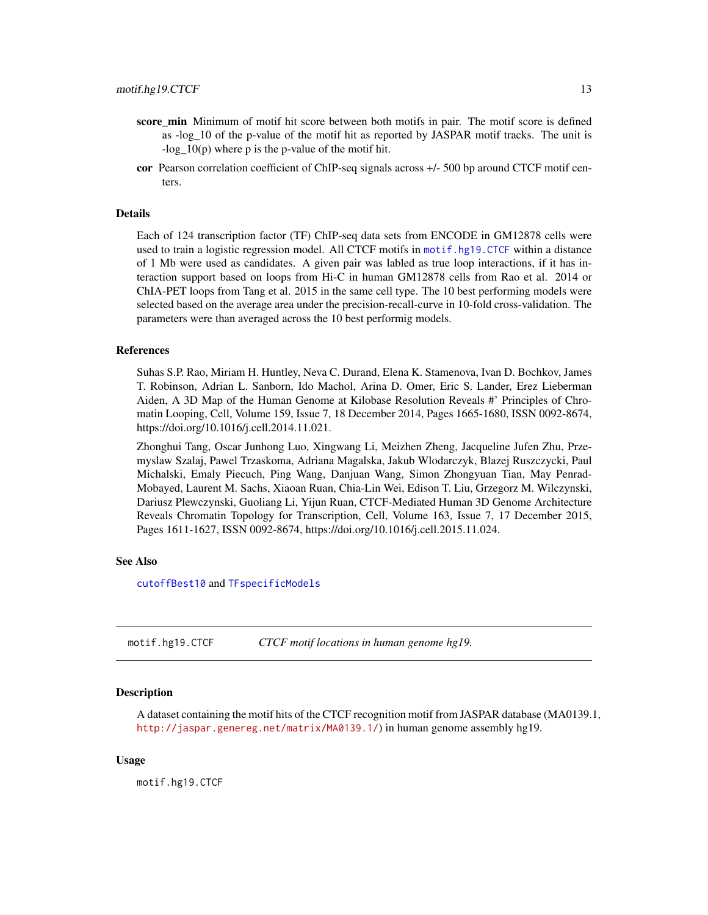**score_min** Minimum of motif hit score between both motifs in pair. The motif score is defined as -log_10 of the p-value of the motif hit as reported by JASPAR motif tracks. The unit is -log_10(p) where p is the p-value of the motif hit.

**cor** Pearson correlation coefficient of ChIP-seq signals across +/- 500 bp around CTCF motif centers.

### Details

Each of 124 transcription factor (TF) ChIP-seq data sets from ENCODE in GM12878 cells were used to train a logistic regression model. All CTCF motifs in `motif.hg19.CTCF` within a distance of 1 Mb were used as candidates. A given pair was labled as true loop interactions, if it has interaction support based on loops from Hi-C in human GM12878 cells from Rao et al. 2014 or ChIA-PET loops from Tang et al. 2015 in the same cell type. The 10 best performing models were selected based on the average area under the precision-recall-curve in 10-fold cross-validation. The parameters were than averaged across the 10 best performig models.

### References

Suhas S.P. Rao, Miriam H. Huntley, Neva C. Durand, Elena K. Stamenova, Ivan D. Bochkov, James T. Robinson, Adrian L. Sanborn, Ido Machol, Arina D. Omer, Eric S. Lander, Erez Lieberman Aiden, A 3D Map of the Human Genome at Kilobase Resolution Reveals #' Principles of Chromatin Looping, Cell, Volume 159, Issue 7, 18 December 2014, Pages 1665-1680, ISSN 0092-8674, https://doi.org/10.1016/j.cell.2014.11.021.

Zhonghui Tang, Oscar Junhong Luo, Xingwang Li, Meizhen Zheng, Jacqueline Jufen Zhu, Przemyslaw Szalaj, Pawel Trzaskoma, Adriana Magalska, Jakub Wlodarczyk, Blazej Ruszczycki, Paul Michalski, Emaly Piecuch, Ping Wang, Danjuan Wang, Simon Zhongyuan Tian, May Penrad-Mobayed, Laurent M. Sachs, Xiaoan Ruan, Chia-Lin Wei, Edison T. Liu, Grzegorz M. Wilczynski, Dariusz Plewczynski, Guoliang Li, Yijun Ruan, CTCF-Mediated Human 3D Genome Architecture Reveals Chromatin Topology for Transcription, Cell, Volume 163, Issue 7, 17 December 2015, Pages 1611-1627, ISSN 0092-8674, https://doi.org/10.1016/j.cell.2015.11.024.

### See Also

`cutoffBest10` and `TFspecificModels`

---

## `motif.hg19.CTCF` *CTCF motif locations in human genome hg19.*

### Description

A dataset containing the motif hits of the CTCF recognition motif from JASPAR database (MA0139.1, http://jaspar.genereg.net/matrix/MA0139.1/) in human genome assembly hg19.

### Usage

```
motif.hg19.CTCF
```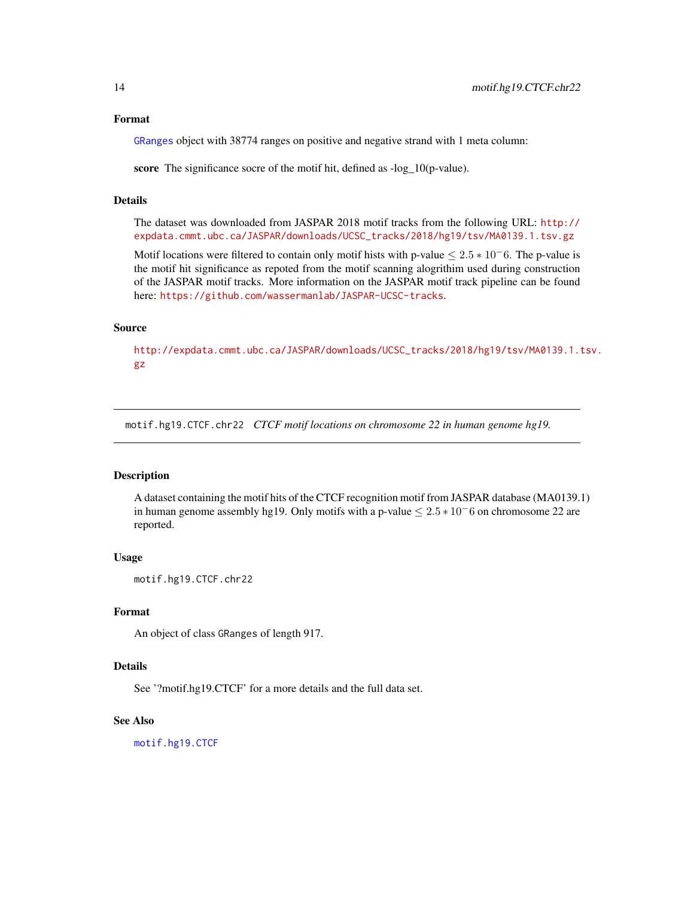## Format

GRanges object with 38774 ranges on positive and negative strand with 1 meta column:

**score** The significance socre of the motif hit, defined as -log_10(p-value).

## Details

The dataset was downloaded from JASPAR 2018 motif tracks from the following URL: http://expdata.cmmt.ubc.ca/JASPAR/downloads/UCSC_tracks/2018/hg19/tsv/MA0139.1.tsv.gz

Motif locations were filtered to contain only motif hists with p-value $\leq 2.5 * 10^-6$. The p-value is the motif hit significance as repoted from the motif scanning alogrithim used during construction of the JASPAR motif tracks. More information on the JASPAR motif track pipeline can be found here: https://github.com/wassermanlab/JASPAR-UCSC-tracks.

## Source

http://expdata.cmmt.ubc.ca/JASPAR/downloads/UCSC_tracks/2018/hg19/tsv/MA0139.1.tsv.gz

---

# motif.hg19.CTCF.chr22 *CTCF motif locations on chromosome 22 in human genome hg19.*

## Description

A dataset containing the motif hits of the CTCF recognition motif from JASPAR database (MA0139.1) in human genome assembly hg19. Only motifs with a p-value $\leq 2.5 * 10^-6$ on chromosome 22 are reported.

## Usage

```
motif.hg19.CTCF.chr22
```

## Format

An object of class GRanges of length 917.

## Details

See '?motif.hg19.CTCF' for a more details and the full data set.

## See Also

motif.hg19.CTCF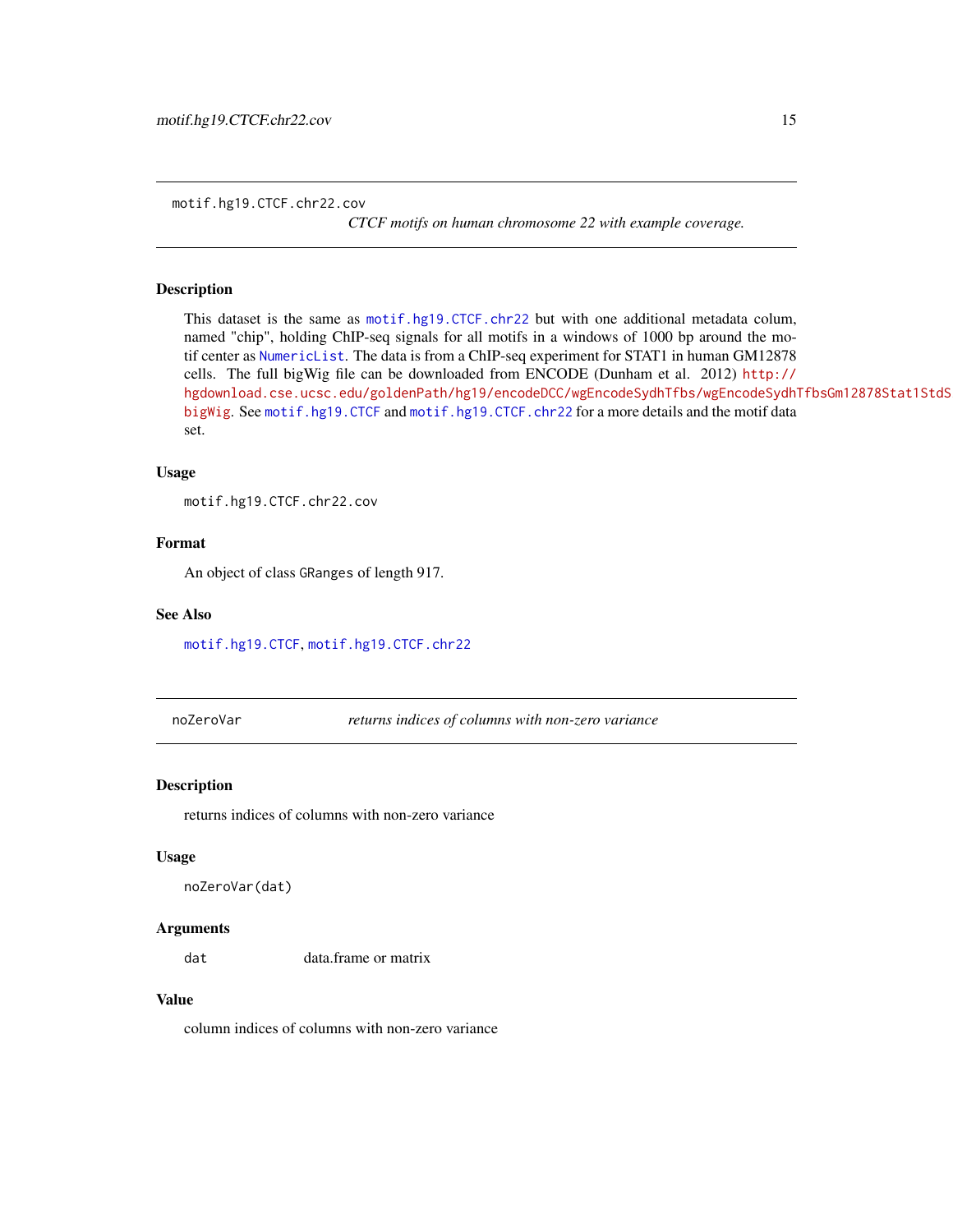## motif.hg19.CTCF.chr22.cov

*CTCF motifs on human chromosome 22 with example coverage.*

### Description

This dataset is the same as motif.hg19.CTCF.chr22 but with one additional metadata colum, named "chip", holding ChIP-seq signals for all motifs in a windows of 1000 bp around the motif center as NumericList. The data is from a ChIP-seq experiment for STAT1 in human GM12878 cells. The full bigWig file can be downloaded from ENCODE (Dunham et al. 2012) http://hgdownload.cse.ucsc.edu/goldenPath/hg19/encodeDCC/wgEncodeSydhTfbs/wgEncodeSydhTfbsGm12878Stat1StdS bigWig. See motif.hg19.CTCF and motif.hg19.CTCF.chr22 for a more details and the motif data set.

### Usage

```
motif.hg19.CTCF.chr22.cov
```

### Format

An object of class GRanges of length 917.

### See Also

motif.hg19.CTCF, motif.hg19.CTCF.chr22

## noZeroVar

*returns indices of columns with non-zero variance*

### Description

returns indices of columns with non-zero variance

### Usage

```
noZeroVar(dat)
```

### Arguments

| | |
|---|---|
| dat | data.frame or matrix |

### Value

column indices of columns with non-zero variance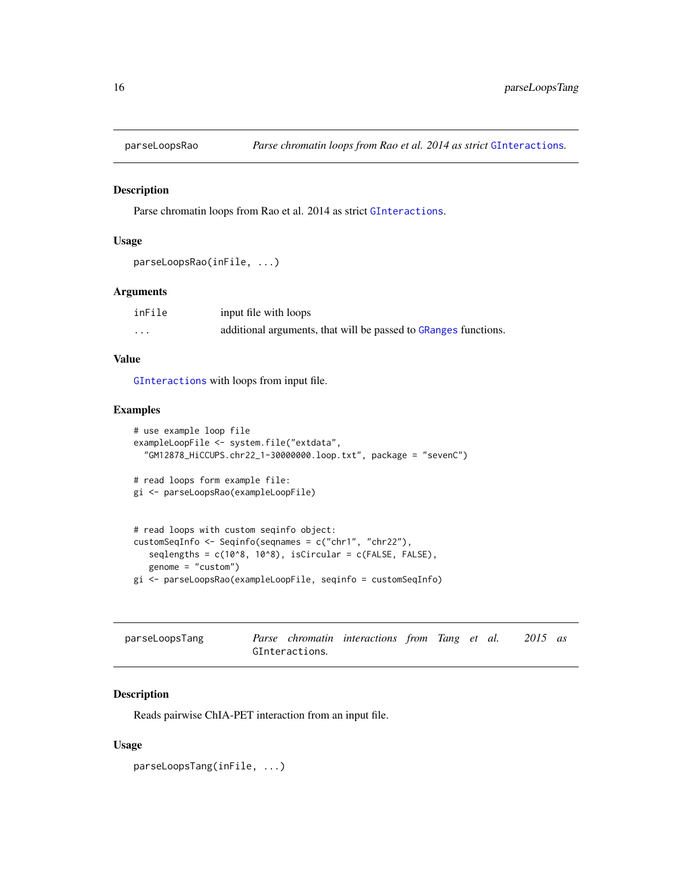## parseLoopsRao — *Parse chromatin loops from Rao et al. 2014 as strict* GInteractions.

### Description

Parse chromatin loops from Rao et al. 2014 as strict GInteractions.

### Usage

```
parseLoopsRao(inFile, ...)
```

### Arguments

| | |
|---|---|
| inFile | input file with loops |
| ... | additional arguments, that will be passed to GRanges functions. |

### Value

GInteractions with loops from input file.

### Examples

```
# use example loop file
exampleLoopFile <- system.file("extdata",
  "GM12878_HiCCUPS.chr22_1-30000000.loop.txt", package = "sevenC")

# read loops form example file:
gi <- parseLoopsRao(exampleLoopFile)


# read loops with custom seqinfo object:
customSeqInfo <- Seqinfo(seqnames = c("chr1", "chr22"),
   seqlengths = c(10^8, 10^8), isCircular = c(FALSE, FALSE),
   genome = "custom")
gi <- parseLoopsRao(exampleLoopFile, seqinfo = customSeqInfo)
```

## parseLoopsTang — *Parse chromatin interactions from Tang et al. 2015 as* GInteractions.

### Description

Reads pairwise ChIA-PET interaction from an input file.

### Usage

```
parseLoopsTang(inFile, ...)
```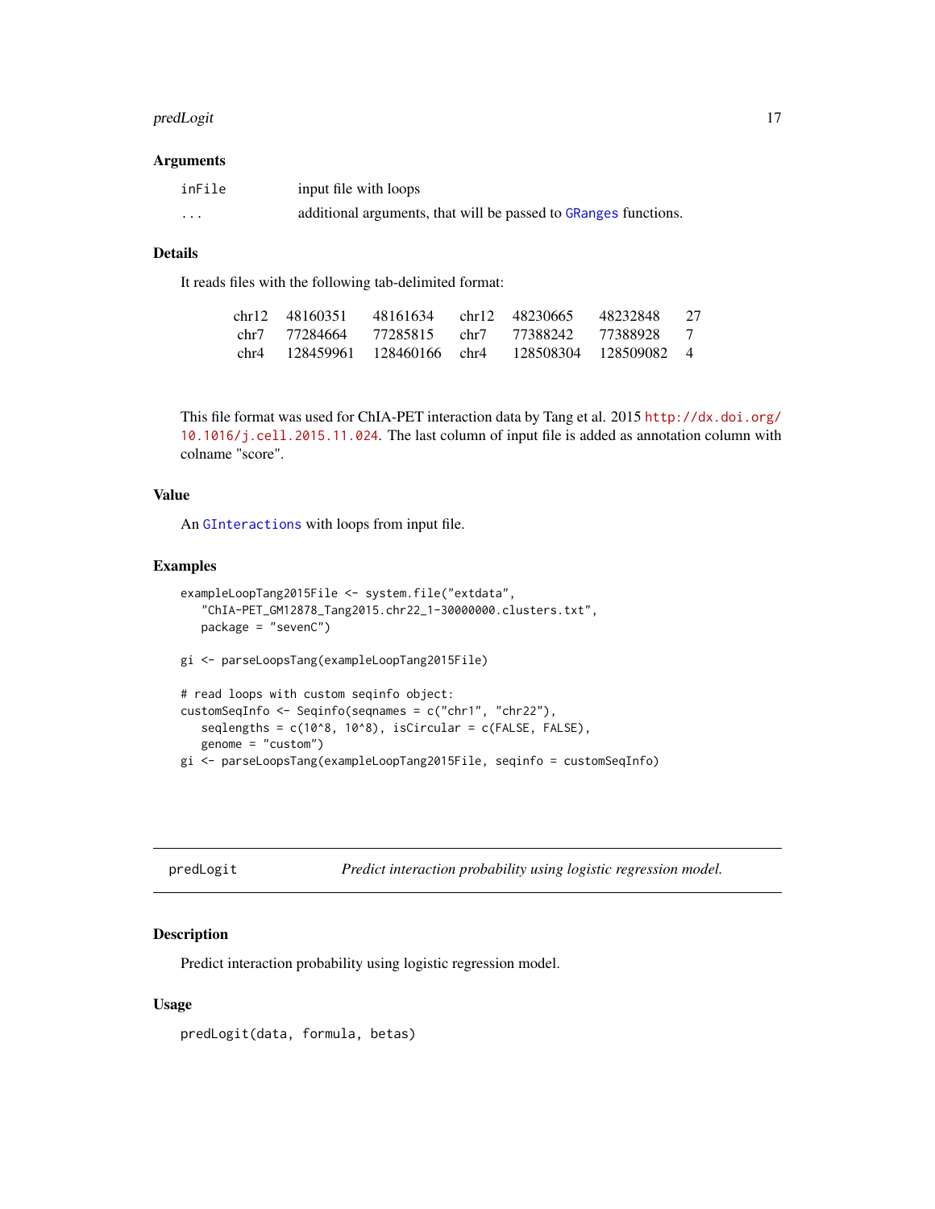### Arguments

| | |
|---|---|
| `inFile` | input file with loops |
| `...` | additional arguments, that will be passed to `GRanges` functions. |

### Details

It reads files with the following tab-delimited format:

| | | | | | | |
|---|---|---|---|---|---|---|
| chr12 | 48160351 | 48161634 | chr12 | 48230665 | 48232848 | 27 |
| chr7 | 77284664 | 77285815 | chr7 | 77388242 | 77388928 | 7 |
| chr4 | 128459961 | 128460166 | chr4 | 128508304 | 128509082 | 4 |

This file format was used for ChIA-PET interaction data by Tang et al. 2015 `http://dx.doi.org/10.1016/j.cell.2015.11.024`. The last column of input file is added as annotation column with colname "score".

### Value

An `GInteractions` with loops from input file.

### Examples

```
exampleLoopTang2015File <- system.file("extdata",
   "ChIA-PET_GM12878_Tang2015.chr22_1-30000000.clusters.txt",
   package = "sevenC")

gi <- parseLoopsTang(exampleLoopTang2015File)

# read loops with custom seqinfo object:
customSeqInfo <- Seqinfo(seqnames = c("chr1", "chr22"),
   seqlengths = c(10^8, 10^8), isCircular = c(FALSE, FALSE),
   genome = "custom")
gi <- parseLoopsTang(exampleLoopTang2015File, seqinfo = customSeqInfo)
```

---

## predLogit — *Predict interaction probability using logistic regression model.*

### Description

Predict interaction probability using logistic regression model.

### Usage

```
predLogit(data, formula, betas)
```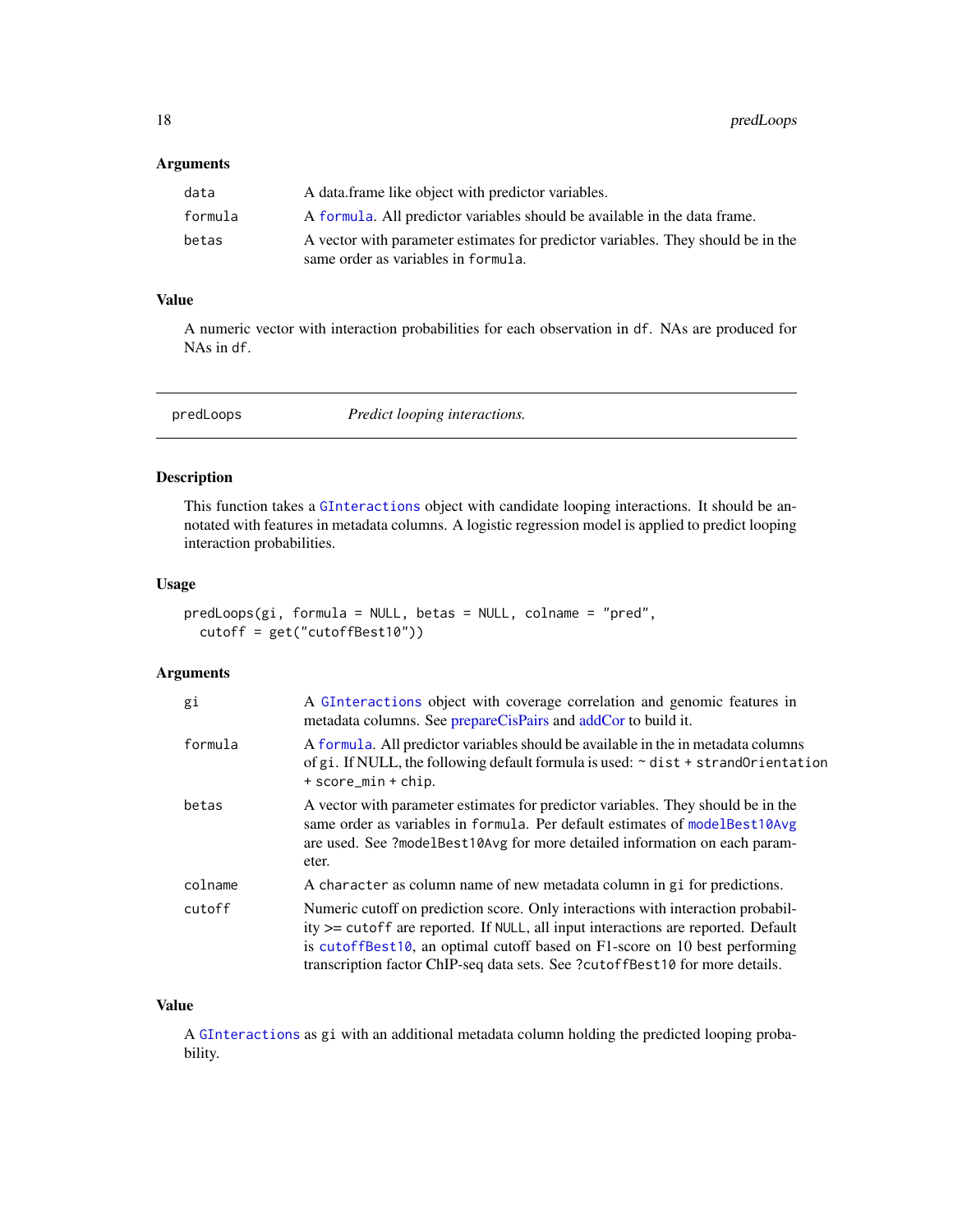### Arguments

| | |
|---|---|
| `data` | A data.frame like object with predictor variables. |
| `formula` | A `formula`. All predictor variables should be available in the data frame. |
| `betas` | A vector with parameter estimates for predictor variables. They should be in the same order as variables in `formula`. |

### Value

A numeric vector with interaction probabilities for each observation in `df`. NAs are produced for NAs in `df`.

---

## predLoops *Predict looping interactions.*

---

### Description

This function takes a `GInteractions` object with candidate looping interactions. It should be annotated with features in metadata columns. A logistic regression model is applied to predict looping interaction probabilities.

### Usage

```
predLoops(gi, formula = NULL, betas = NULL, colname = "pred",
  cutoff = get("cutoffBest10"))
```

### Arguments

| | |
|---|---|
| `gi` | A `GInteractions` object with coverage correlation and genomic features in metadata columns. See prepareCisPairs and addCor to build it. |
| `formula` | A `formula`. All predictor variables should be available in the in metadata columns of `gi`. If NULL, the following default formula is used: ~ `dist` + `strandOrientation` + `score_min` + `chip`. |
| `betas` | A vector with parameter estimates for predictor variables. They should be in the same order as variables in `formula`. Per default estimates of `modelBest10Avg` are used. See `?modelBest10Avg` for more detailed information on each parameter. |
| `colname` | A `character` as column name of new metadata column in `gi` for predictions. |
| `cutoff` | Numeric cutoff on prediction score. Only interactions with interaction probability >= `cutoff` are reported. If `NULL`, all input interactions are reported. Default is `cutoffBest10`, an optimal cutoff based on F1-score on 10 best performing transcription factor ChIP-seq data sets. See `?cutoffBest10` for more details. |

### Value

A `GInteractions` as `gi` with an additional metadata column holding the predicted looping probability.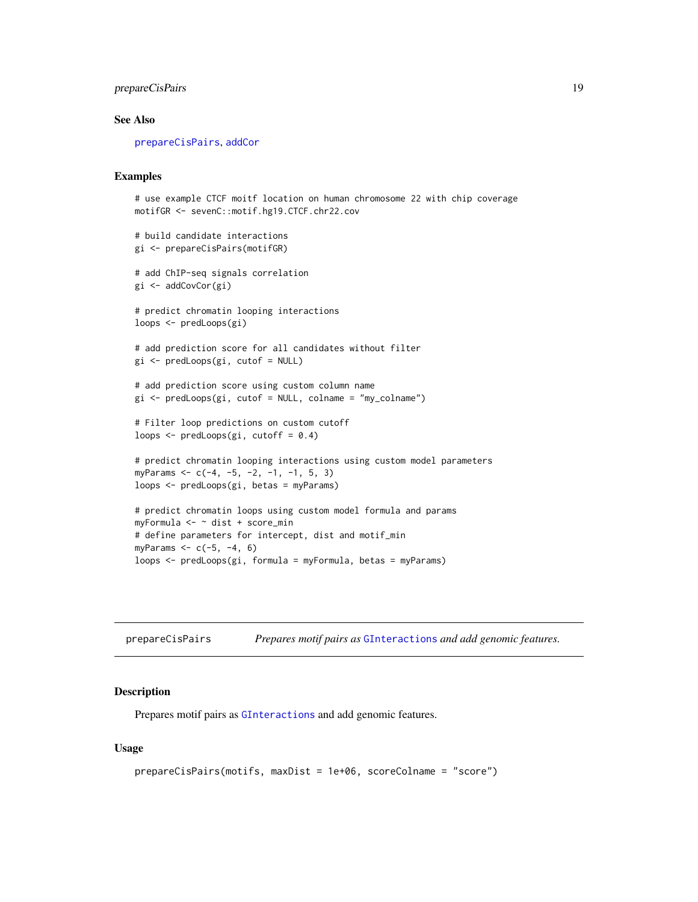### See Also

prepareCisPairs, addCor

### Examples

```
# use example CTCF moitf location on human chromosome 22 with chip coverage
motifGR <- sevenC::motif.hg19.CTCF.chr22.cov

# build candidate interactions
gi <- prepareCisPairs(motifGR)

# add ChIP-seq signals correlation
gi <- addCovCor(gi)

# predict chromatin looping interactions
loops <- predLoops(gi)

# add prediction score for all candidates without filter
gi <- predLoops(gi, cutof = NULL)

# add prediction score using custom column name
gi <- predLoops(gi, cutof = NULL, colname = "my_colname")

# Filter loop predictions on custom cutoff
loops <- predLoops(gi, cutoff = 0.4)

# predict chromatin looping interactions using custom model parameters
myParams <- c(-4, -5, -2, -1, -1, 5, 3)
loops <- predLoops(gi, betas = myParams)

# predict chromatin loops using custom model formula and params
myFormula <- ~ dist + score_min
# define parameters for intercept, dist and motif_min
myParams <- c(-5, -4, 6)
loops <- predLoops(gi, formula = myFormula, betas = myParams)
```

---

## prepareCisPairs — *Prepares motif pairs as GInteractions and add genomic features.*

### Description

Prepares motif pairs as GInteractions and add genomic features.

### Usage

```
prepareCisPairs(motifs, maxDist = 1e+06, scoreColname = "score")
```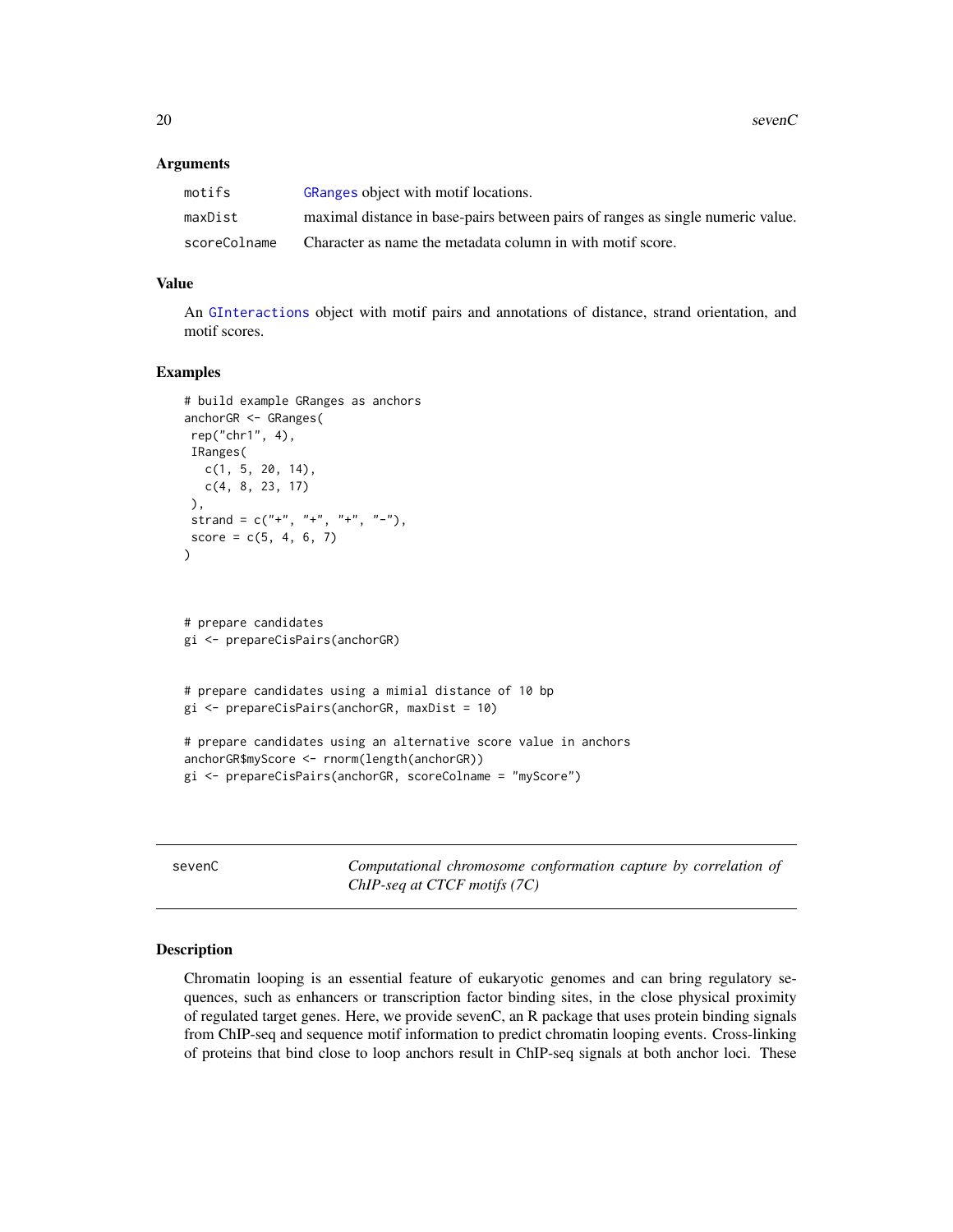### Arguments

| | |
|---|---|
| motifs | GRanges object with motif locations. |
| maxDist | maximal distance in base-pairs between pairs of ranges as single numeric value. |
| scoreColname | Character as name the metadata column in with motif score. |

### Value

An GInteractions object with motif pairs and annotations of distance, strand orientation, and motif scores.

### Examples

```
# build example GRanges as anchors
anchorGR <- GRanges(
 rep("chr1", 4),
 IRanges(
   c(1, 5, 20, 14),
   c(4, 8, 23, 17)
 ),
 strand = c("+", "+", "+", "-"),
 score = c(5, 4, 6, 7)
)


# prepare candidates
gi <- prepareCisPairs(anchorGR)


# prepare candidates using a mimial distance of 10 bp
gi <- prepareCisPairs(anchorGR, maxDist = 10)

# prepare candidates using an alternative score value in anchors
anchorGR$myScore <- rnorm(length(anchorGR))
gi <- prepareCisPairs(anchorGR, scoreColname = "myScore")
```

---

## sevenC — *Computational chromosome conformation capture by correlation of ChIP-seq at CTCF motifs (7C)*

---

### Description

Chromatin looping is an essential feature of eukaryotic genomes and can bring regulatory sequences, such as enhancers or transcription factor binding sites, in the close physical proximity of regulated target genes. Here, we provide sevenC, an R package that uses protein binding signals from ChIP-seq and sequence motif information to predict chromatin looping events. Cross-linking of proteins that bind close to loop anchors result in ChIP-seq signals at both anchor loci. These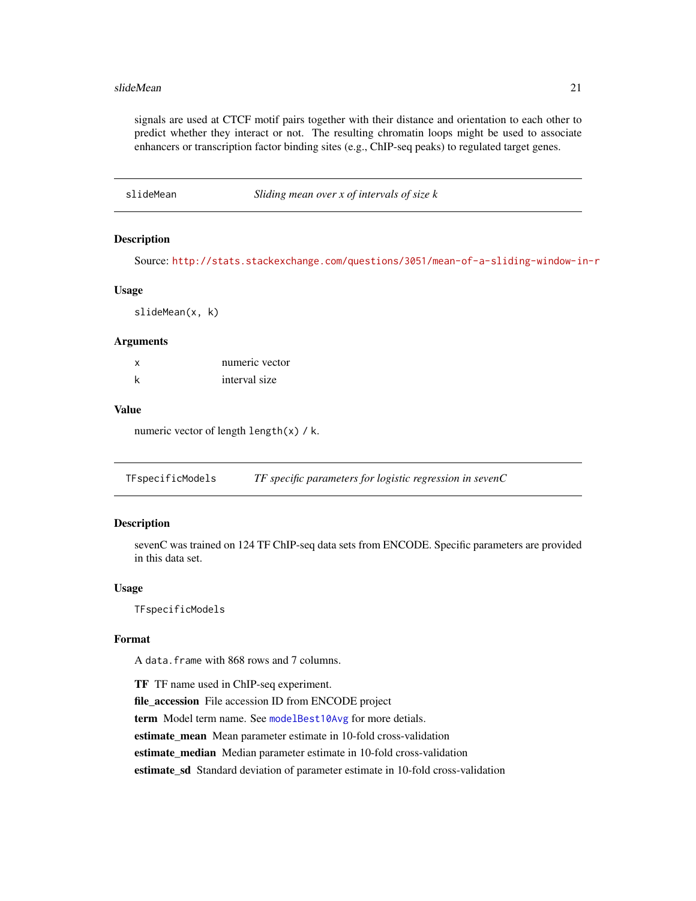signals are used at CTCF motif pairs together with their distance and orientation to each other to predict whether they interact or not. The resulting chromatin loops might be used to associate enhancers or transcription factor binding sites (e.g., ChIP-seq peaks) to regulated target genes.

## slideMean — *Sliding mean over x of intervals of size k*

### Description

Source: http://stats.stackexchange.com/questions/3051/mean-of-a-sliding-window-in-r

### Usage

```
slideMean(x, k)
```

### Arguments

| | |
|---|---|
| x | numeric vector |
| k | interval size |

### Value

numeric vector of length `length(x) / k`.

## TFspecificModels — *TF specific parameters for logistic regression in sevenC*

### Description

sevenC was trained on 124 TF ChIP-seq data sets from ENCODE. Specific parameters are provided in this data set.

### Usage

```
TFspecificModels
```

### Format

A `data.frame` with 868 rows and 7 columns.

**TF** TF name used in ChIP-seq experiment.

**file_accession** File accession ID from ENCODE project

**term** Model term name. See `modelBest10Avg` for more detials.

**estimate_mean** Mean parameter estimate in 10-fold cross-validation

**estimate_median** Median parameter estimate in 10-fold cross-validation

**estimate_sd** Standard deviation of parameter estimate in 10-fold cross-validation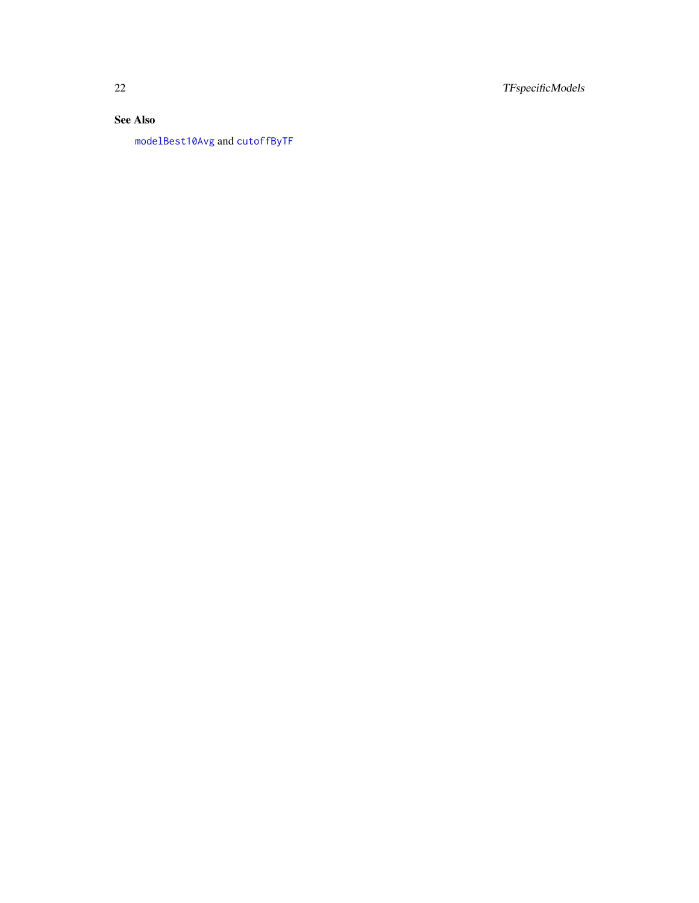### See Also

`modelBest10Avg` and `cutoffByTF`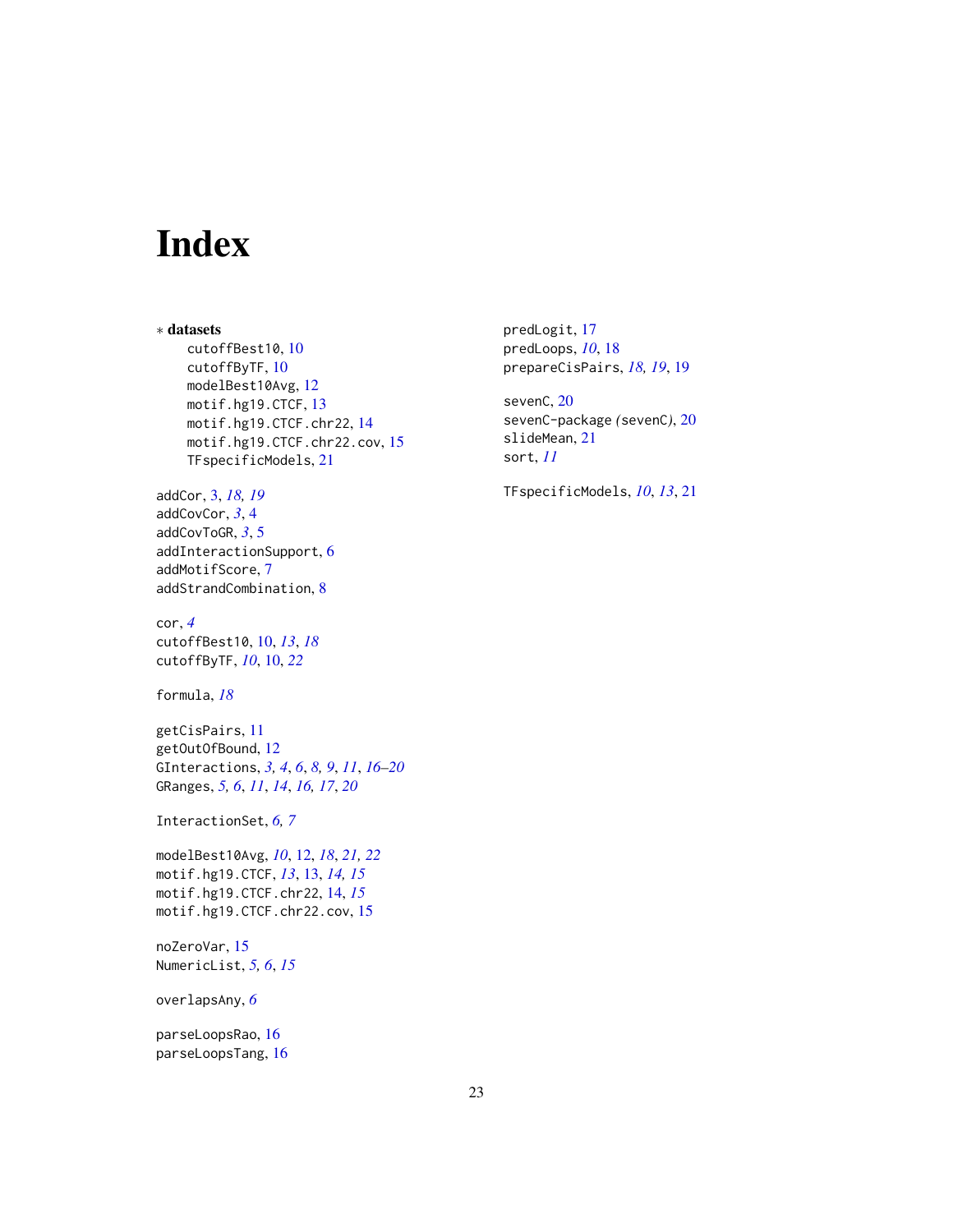# Index

∗ **datasets**

cutoffBest10, 10
cutoffByTF, 10
modelBest10Avg, 12
motif.hg19.CTCF, 13
motif.hg19.CTCF.chr22, 14
motif.hg19.CTCF.chr22.cov, 15
TFspecificModels, 21

addCor, 3, *18, 19*
addCovCor, *3*, 4
addCovToGR, *3*, 5
addInteractionSupport, 6
addMotifScore, 7
addStrandCombination, 8

cor, *4*
cutoffBest10, 10, *13*, *18*
cutoffByTF, *10*, 10, *22*

formula, *18*

getCisPairs, 11
getOutOfBound, 12
GInteractions, *3, 4*, *6*, *8, 9*, *11*, *16–20*
GRanges, *5, 6*, *11*, *14*, *16, 17*, *20*

InteractionSet, *6, 7*

modelBest10Avg, *10*, 12, *18*, *21, 22*
motif.hg19.CTCF, *13*, 13, *14, 15*
motif.hg19.CTCF.chr22, 14, *15*
motif.hg19.CTCF.chr22.cov, 15

noZeroVar, 15
NumericList, *5, 6*, *15*

overlapsAny, *6*

parseLoopsRao, 16
parseLoopsTang, 16
predLogit, 17
predLoops, *10*, 18
prepareCisPairs, *18, 19*, 19

sevenC, 20
sevenC-package *(*sevenC*)*, 20
slideMean, 21
sort, *11*

TFspecificModels, *10*, *13*, 21